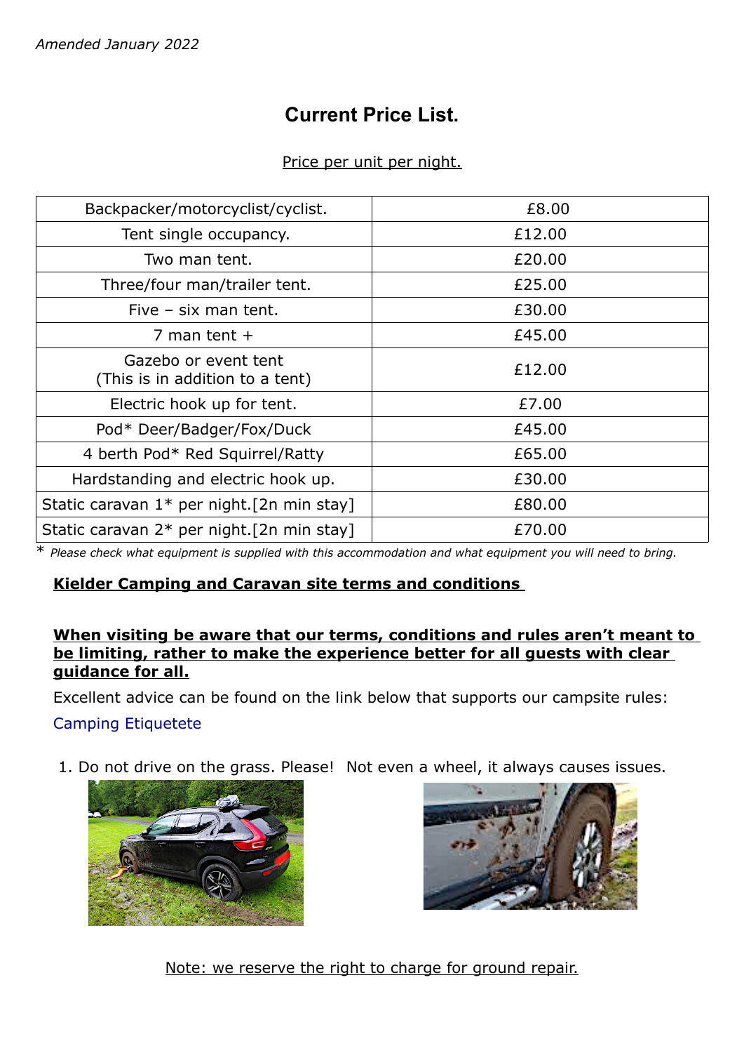*Amended January 2022*

# Current Price List.

Price per unit per night.

| Backpacker/motorcyclist/cyclist. | £8.00 |
|---|---|
| Tent single occupancy. | £12.00 |
| Two man tent. | £20.00 |
| Three/four man/trailer tent. | £25.00 |
| Five – six man tent. | £30.00 |
| 7 man tent + | £45.00 |
| Gazebo or event tent (This is in addition to a tent) | £12.00 |
| Electric hook up for tent. | £7.00 |
| Pod* Deer/Badger/Fox/Duck | £45.00 |
| 4 berth Pod* Red Squirrel/Ratty | £65.00 |
| Hardstanding and electric hook up. | £30.00 |
| Static caravan 1* per night.[2n min stay] | £80.00 |
| Static caravan 2* per night.[2n min stay] | £70.00 |

\* *Please check what equipment is supplied with this accommodation and what equipment you will need to bring.*

## Kielder Camping and Caravan site terms and conditions

**When visiting be aware that our terms, conditions and rules aren't meant to be limiting, rather to make the experience better for all guests with clear guidance for all.**

Excellent advice can be found on the link below that supports our campsite rules:

Camping Etiquetete

1. Do not drive on the grass. Please! Not even a wheel, it always causes issues.

Note: we reserve the right to charge for ground repair.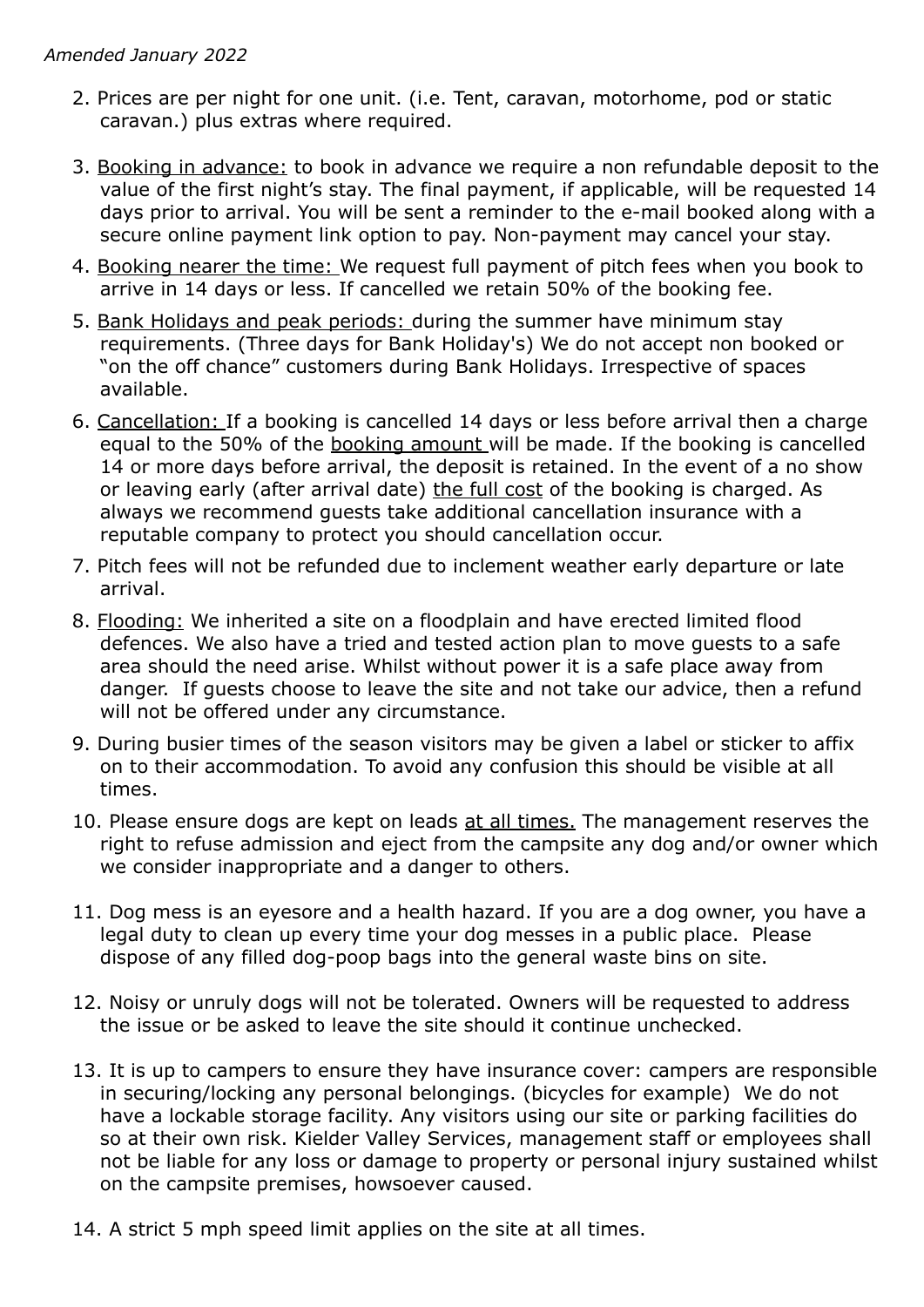*Amended January 2022*

2. Prices are per night for one unit. (i.e. Tent, caravan, motorhome, pod or static caravan.) plus extras where required.
3. <u>Booking in advance:</u> to book in advance we require a non refundable deposit to the value of the first night's stay. The final payment, if applicable, will be requested 14 days prior to arrival. You will be sent a reminder to the e-mail booked along with a secure online payment link option to pay. Non-payment may cancel your stay.
4. <u>Booking nearer the time:</u> We request full payment of pitch fees when you book to arrive in 14 days or less. If cancelled we retain 50% of the booking fee.
5. <u>Bank Holidays and peak periods:</u> during the summer have minimum stay requirements. (Three days for Bank Holiday's) We do not accept non booked or "on the off chance" customers during Bank Holidays. Irrespective of spaces available.
6. <u>Cancellation:</u> If a booking is cancelled 14 days or less before arrival then a charge equal to the 50% of the <u>booking amount</u> will be made. If the booking is cancelled 14 or more days before arrival, the deposit is retained. In the event of a no show or leaving early (after arrival date) <u>the full cost</u> of the booking is charged. As always we recommend guests take additional cancellation insurance with a reputable company to protect you should cancellation occur.
7. Pitch fees will not be refunded due to inclement weather early departure or late arrival.
8. <u>Flooding:</u> We inherited a site on a floodplain and have erected limited flood defences. We also have a tried and tested action plan to move guests to a safe area should the need arise. Whilst without power it is a safe place away from danger. If guests choose to leave the site and not take our advice, then a refund will not be offered under any circumstance.
9. During busier times of the season visitors may be given a label or sticker to affix on to their accommodation. To avoid any confusion this should be visible at all times.
10. Please ensure dogs are kept on leads <u>at all times.</u> The management reserves the right to refuse admission and eject from the campsite any dog and/or owner which we consider inappropriate and a danger to others.
11. Dog mess is an eyesore and a health hazard. If you are a dog owner, you have a legal duty to clean up every time your dog messes in a public place. Please dispose of any filled dog-poop bags into the general waste bins on site.
12. Noisy or unruly dogs will not be tolerated. Owners will be requested to address the issue or be asked to leave the site should it continue unchecked.
13. It is up to campers to ensure they have insurance cover: campers are responsible in securing/locking any personal belongings. (bicycles for example) We do not have a lockable storage facility. Any visitors using our site or parking facilities do so at their own risk. Kielder Valley Services, management staff or employees shall not be liable for any loss or damage to property or personal injury sustained whilst on the campsite premises, howsoever caused.
14. A strict 5 mph speed limit applies on the site at all times.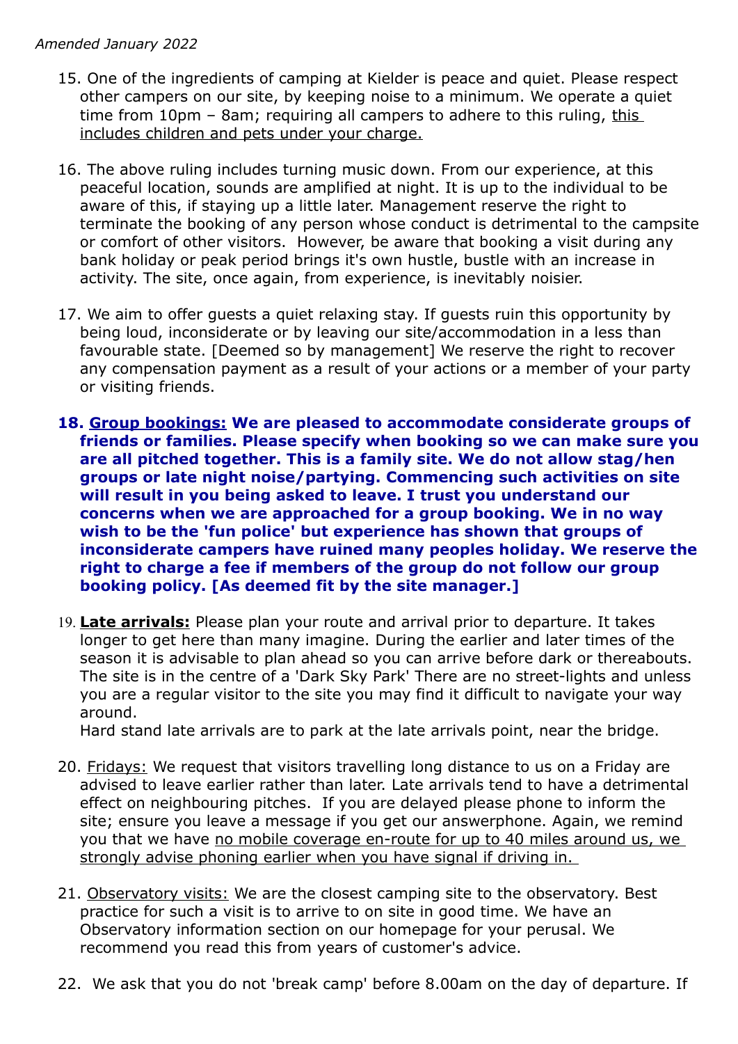*Amended January 2022*

15. One of the ingredients of camping at Kielder is peace and quiet. Please respect other campers on our site, by keeping noise to a minimum. We operate a quiet time from 10pm – 8am; requiring all campers to adhere to this ruling, <u>this includes children and pets under your charge.</u>

16. The above ruling includes turning music down. From our experience, at this peaceful location, sounds are amplified at night. It is up to the individual to be aware of this, if staying up a little later. Management reserve the right to terminate the booking of any person whose conduct is detrimental to the campsite or comfort of other visitors. However, be aware that booking a visit during any bank holiday or peak period brings it's own hustle, bustle with an increase in activity. The site, once again, from experience, is inevitably noisier.

17. We aim to offer guests a quiet relaxing stay. If guests ruin this opportunity by being loud, inconsiderate or by leaving our site/accommodation in a less than favourable state. [Deemed so by management] We reserve the right to recover any compensation payment as a result of your actions or a member of your party or visiting friends.

18. **<u>Group bookings:</u> We are pleased to accommodate considerate groups of friends or families. Please specify when booking so we can make sure you are all pitched together. This is a family site. We do not allow stag/hen groups or late night noise/partying. Commencing such activities on site will result in you being asked to leave. I trust you understand our concerns when we are approached for a group booking. We in no way wish to be the 'fun police' but experience has shown that groups of inconsiderate campers have ruined many peoples holiday. We reserve the right to charge a fee if members of the group do not follow our group booking policy. [As deemed fit by the site manager.]**

19. **<u>Late arrivals:</u>** Please plan your route and arrival prior to departure. It takes longer to get here than many imagine. During the earlier and later times of the season it is advisable to plan ahead so you can arrive before dark or thereabouts. The site is in the centre of a 'Dark Sky Park' There are no street-lights and unless you are a regular visitor to the site you may find it difficult to navigate your way around.
    Hard stand late arrivals are to park at the late arrivals point, near the bridge.

20. <u>Fridays:</u> We request that visitors travelling long distance to us on a Friday are advised to leave earlier rather than later. Late arrivals tend to have a detrimental effect on neighbouring pitches. If you are delayed please phone to inform the site; ensure you leave a message if you get our answerphone. Again, we remind you that we have <u>no mobile coverage en-route for up to 40 miles around us, we strongly advise phoning earlier when you have signal if driving in.</u>

21. <u>Observatory visits:</u> We are the closest camping site to the observatory. Best practice for such a visit is to arrive to on site in good time. We have an Observatory information section on our homepage for your perusal. We recommend you read this from years of customer's advice.

22. We ask that you do not 'break camp' before 8.00am on the day of departure. If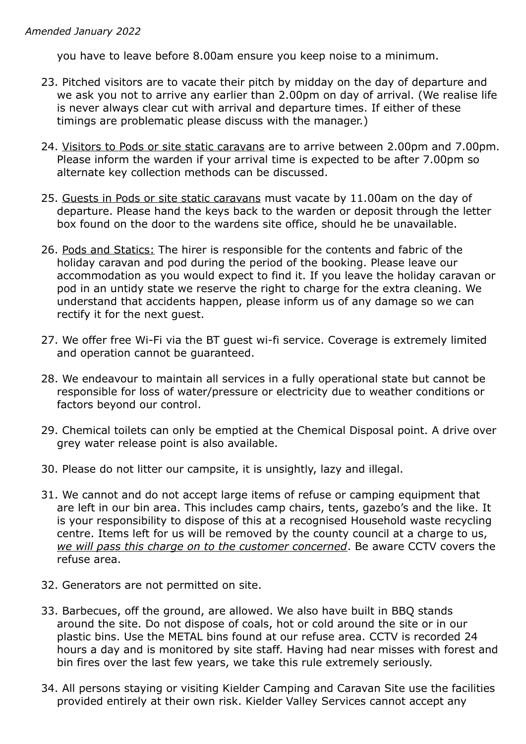*Amended January 2022*

you have to leave before 8.00am ensure you keep noise to a minimum.

23. Pitched visitors are to vacate their pitch by midday on the day of departure and we ask you not to arrive any earlier than 2.00pm on day of arrival. (We realise life is never always clear cut with arrival and departure times. If either of these timings are problematic please discuss with the manager.)

24. <u>Visitors to Pods or site static caravans</u> are to arrive between 2.00pm and 7.00pm. Please inform the warden if your arrival time is expected to be after 7.00pm so alternate key collection methods can be discussed.

25. <u>Guests in Pods or site static caravans</u> must vacate by 11.00am on the day of departure. Please hand the keys back to the warden or deposit through the letter box found on the door to the wardens site office, should he be unavailable.

26. <u>Pods and Statics:</u> The hirer is responsible for the contents and fabric of the holiday caravan and pod during the period of the booking. Please leave our accommodation as you would expect to find it. If you leave the holiday caravan or pod in an untidy state we reserve the right to charge for the extra cleaning. We understand that accidents happen, please inform us of any damage so we can rectify it for the next guest.

27. We offer free Wi-Fi via the BT guest wi-fi service. Coverage is extremely limited and operation cannot be guaranteed.

28. We endeavour to maintain all services in a fully operational state but cannot be responsible for loss of water/pressure or electricity due to weather conditions or factors beyond our control.

29. Chemical toilets can only be emptied at the Chemical Disposal point. A drive over grey water release point is also available.

30. Please do not litter our campsite, it is unsightly, lazy and illegal.

31. We cannot and do not accept large items of refuse or camping equipment that are left in our bin area. This includes camp chairs, tents, gazebo's and the like. It is your responsibility to dispose of this at a recognised Household waste recycling centre. Items left for us will be removed by the county council at a charge to us, <u>*we will pass this charge on to the customer concerned*</u>. Be aware CCTV covers the refuse area.

32. Generators are not permitted on site.

33. Barbecues, off the ground, are allowed. We also have built in BBQ stands around the site. Do not dispose of coals, hot or cold around the site or in our plastic bins. Use the METAL bins found at our refuse area. CCTV is recorded 24 hours a day and is monitored by site staff. Having had near misses with forest and bin fires over the last few years, we take this rule extremely seriously.

34. All persons staying or visiting Kielder Camping and Caravan Site use the facilities provided entirely at their own risk. Kielder Valley Services cannot accept any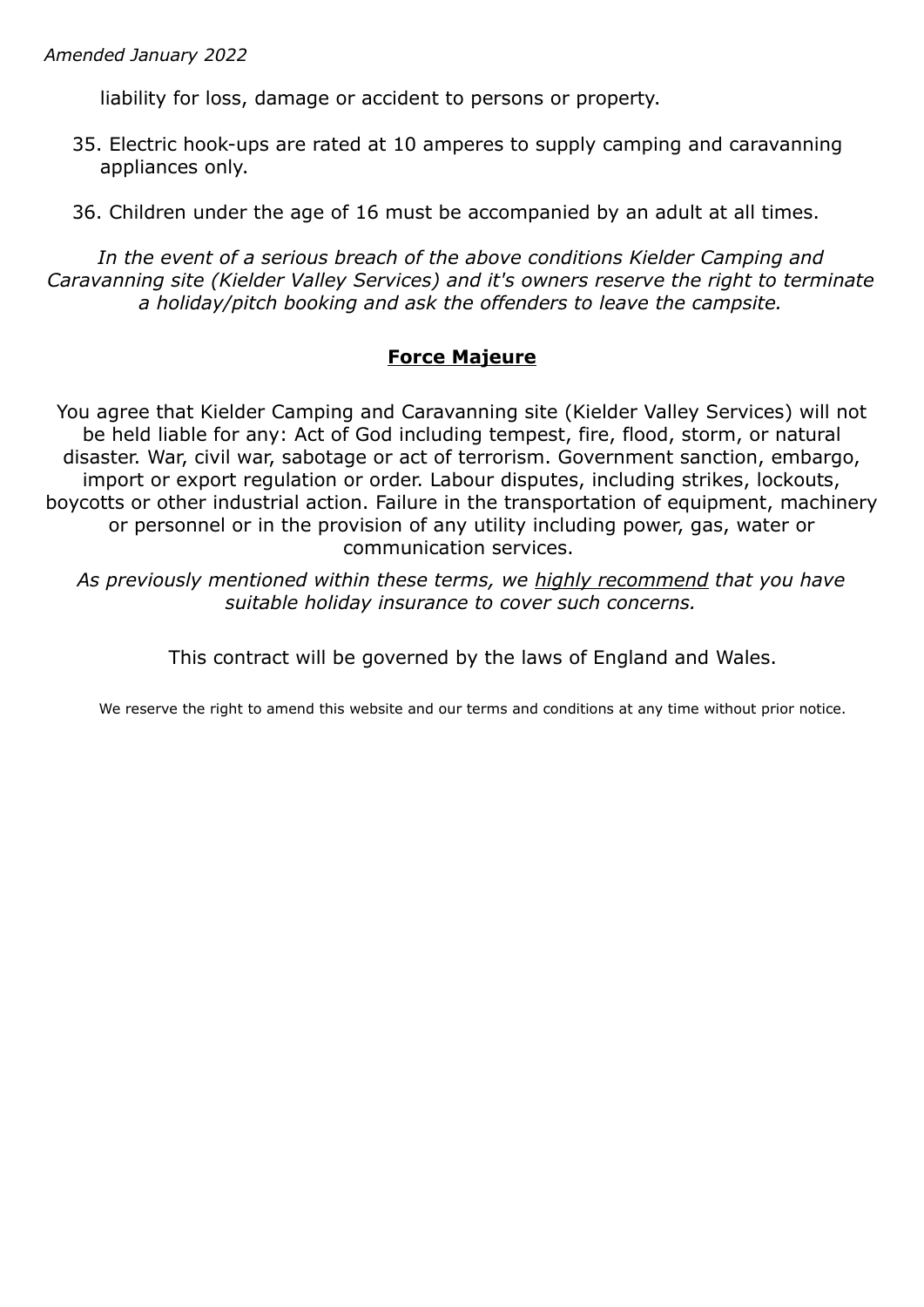*Amended January 2022*

liability for loss, damage or accident to persons or property.

35. Electric hook-ups are rated at 10 amperes to supply camping and caravanning appliances only.

36. Children under the age of 16 must be accompanied by an adult at all times.

*In the event of a serious breach of the above conditions Kielder Camping and Caravanning site (Kielder Valley Services) and it's owners reserve the right to terminate a holiday/pitch booking and ask the offenders to leave the campsite.*

## **<u>Force Majeure</u>**

You agree that Kielder Camping and Caravanning site (Kielder Valley Services) will not be held liable for any: Act of God including tempest, fire, flood, storm, or natural disaster. War, civil war, sabotage or act of terrorism. Government sanction, embargo, import or export regulation or order. Labour disputes, including strikes, lockouts, boycotts or other industrial action. Failure in the transportation of equipment, machinery or personnel or in the provision of any utility including power, gas, water or communication services.

*As previously mentioned within these terms, we <u>highly recommend</u> that you have suitable holiday insurance to cover such concerns.*

This contract will be governed by the laws of England and Wales.

We reserve the right to amend this website and our terms and conditions at any time without prior notice.